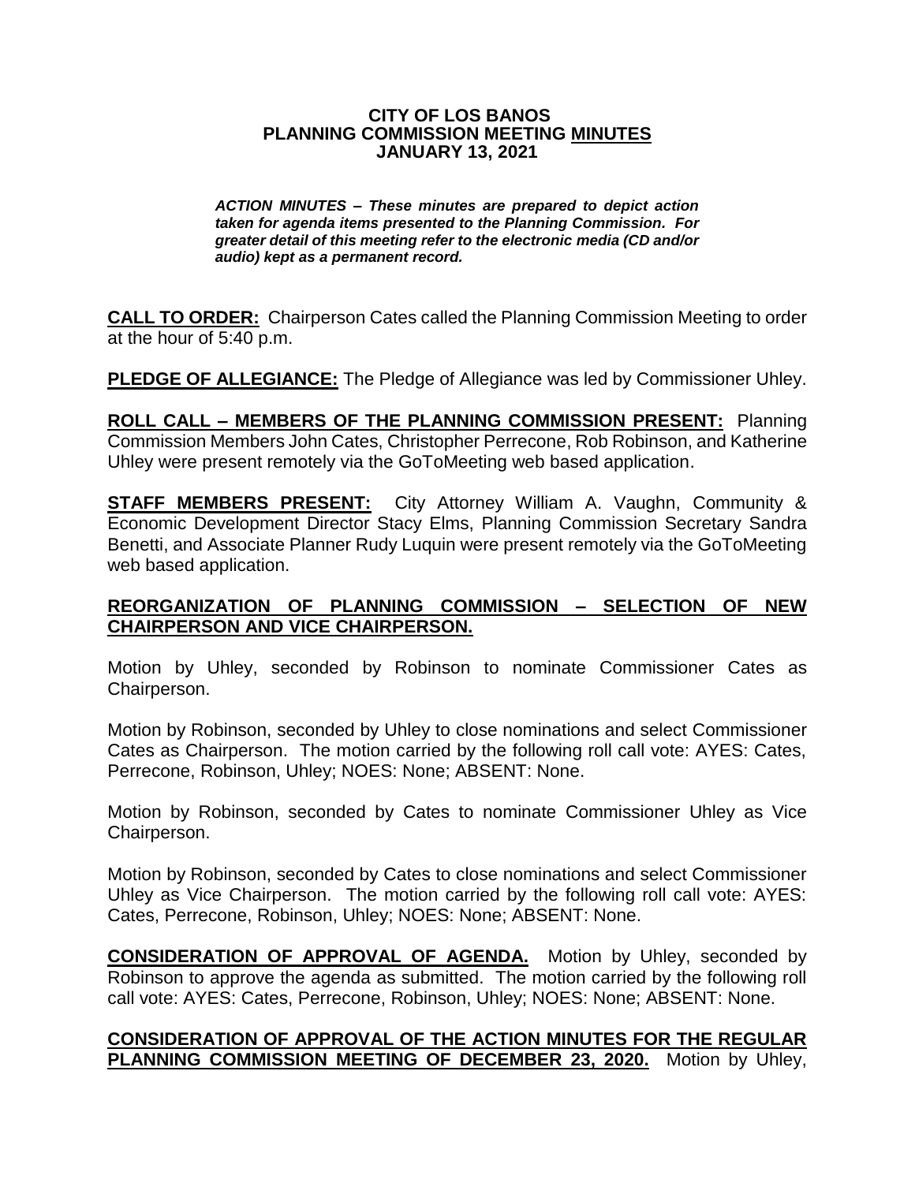# CITY OF LOS BANOS
## PLANNING COMMISSION MEETING MINUTES
### JANUARY 13, 2021

***ACTION MINUTES – These minutes are prepared to depict action taken for agenda items presented to the Planning Commission. For greater detail of this meeting refer to the electronic media (CD and/or audio) kept as a permanent record.***

**CALL TO ORDER:** Chairperson Cates called the Planning Commission Meeting to order at the hour of 5:40 p.m.

**PLEDGE OF ALLEGIANCE:** The Pledge of Allegiance was led by Commissioner Uhley.

**ROLL CALL – MEMBERS OF THE PLANNING COMMISSION PRESENT:** Planning Commission Members John Cates, Christopher Perrecone, Rob Robinson, and Katherine Uhley were present remotely via the GoToMeeting web based application.

**STAFF MEMBERS PRESENT:** City Attorney William A. Vaughn, Community & Economic Development Director Stacy Elms, Planning Commission Secretary Sandra Benetti, and Associate Planner Rudy Luquin were present remotely via the GoToMeeting web based application.

**REORGANIZATION OF PLANNING COMMISSION – SELECTION OF NEW CHAIRPERSON AND VICE CHAIRPERSON.**

Motion by Uhley, seconded by Robinson to nominate Commissioner Cates as Chairperson.

Motion by Robinson, seconded by Uhley to close nominations and select Commissioner Cates as Chairperson. The motion carried by the following roll call vote: AYES: Cates, Perrecone, Robinson, Uhley; NOES: None; ABSENT: None.

Motion by Robinson, seconded by Cates to nominate Commissioner Uhley as Vice Chairperson.

Motion by Robinson, seconded by Cates to close nominations and select Commissioner Uhley as Vice Chairperson. The motion carried by the following roll call vote: AYES: Cates, Perrecone, Robinson, Uhley; NOES: None; ABSENT: None.

**CONSIDERATION OF APPROVAL OF AGENDA.** Motion by Uhley, seconded by Robinson to approve the agenda as submitted. The motion carried by the following roll call vote: AYES: Cates, Perrecone, Robinson, Uhley; NOES: None; ABSENT: None.

**CONSIDERATION OF APPROVAL OF THE ACTION MINUTES FOR THE REGULAR PLANNING COMMISSION MEETING OF DECEMBER 23, 2020.** Motion by Uhley,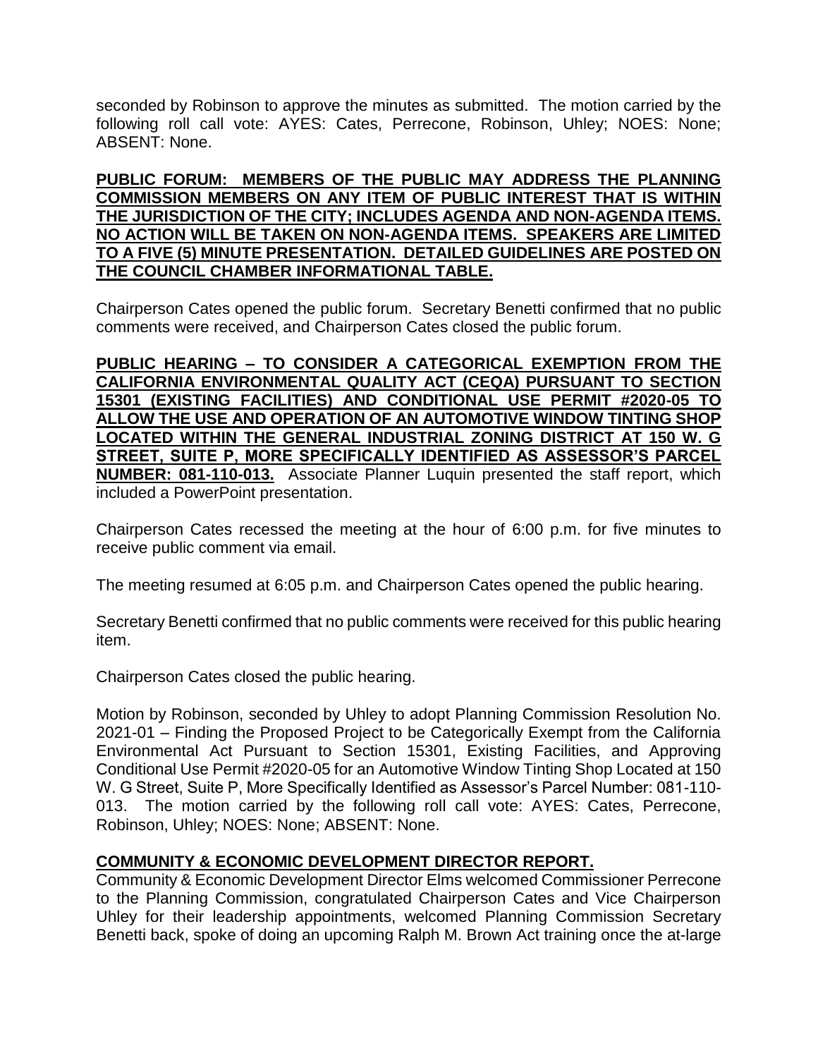seconded by Robinson to approve the minutes as submitted. The motion carried by the following roll call vote: AYES: Cates, Perrecone, Robinson, Uhley; NOES: None; ABSENT: None.

**PUBLIC FORUM: MEMBERS OF THE PUBLIC MAY ADDRESS THE PLANNING COMMISSION MEMBERS ON ANY ITEM OF PUBLIC INTEREST THAT IS WITHIN THE JURISDICTION OF THE CITY; INCLUDES AGENDA AND NON-AGENDA ITEMS. NO ACTION WILL BE TAKEN ON NON-AGENDA ITEMS. SPEAKERS ARE LIMITED TO A FIVE (5) MINUTE PRESENTATION. DETAILED GUIDELINES ARE POSTED ON THE COUNCIL CHAMBER INFORMATIONAL TABLE.**

Chairperson Cates opened the public forum. Secretary Benetti confirmed that no public comments were received, and Chairperson Cates closed the public forum.

**PUBLIC HEARING – TO CONSIDER A CATEGORICAL EXEMPTION FROM THE CALIFORNIA ENVIRONMENTAL QUALITY ACT (CEQA) PURSUANT TO SECTION 15301 (EXISTING FACILITIES) AND CONDITIONAL USE PERMIT #2020-05 TO ALLOW THE USE AND OPERATION OF AN AUTOMOTIVE WINDOW TINTING SHOP LOCATED WITHIN THE GENERAL INDUSTRIAL ZONING DISTRICT AT 150 W. G STREET, SUITE P, MORE SPECIFICALLY IDENTIFIED AS ASSESSOR'S PARCEL NUMBER: 081-110-013.** Associate Planner Luquin presented the staff report, which included a PowerPoint presentation.

Chairperson Cates recessed the meeting at the hour of 6:00 p.m. for five minutes to receive public comment via email.

The meeting resumed at 6:05 p.m. and Chairperson Cates opened the public hearing.

Secretary Benetti confirmed that no public comments were received for this public hearing item.

Chairperson Cates closed the public hearing.

Motion by Robinson, seconded by Uhley to adopt Planning Commission Resolution No. 2021-01 – Finding the Proposed Project to be Categorically Exempt from the California Environmental Act Pursuant to Section 15301, Existing Facilities, and Approving Conditional Use Permit #2020-05 for an Automotive Window Tinting Shop Located at 150 W. G Street, Suite P, More Specifically Identified as Assessor's Parcel Number: 081-110-013. The motion carried by the following roll call vote: AYES: Cates, Perrecone, Robinson, Uhley; NOES: None; ABSENT: None.

**COMMUNITY & ECONOMIC DEVELOPMENT DIRECTOR REPORT.**

Community & Economic Development Director Elms welcomed Commissioner Perrecone to the Planning Commission, congratulated Chairperson Cates and Vice Chairperson Uhley for their leadership appointments, welcomed Planning Commission Secretary Benetti back, spoke of doing an upcoming Ralph M. Brown Act training once the at-large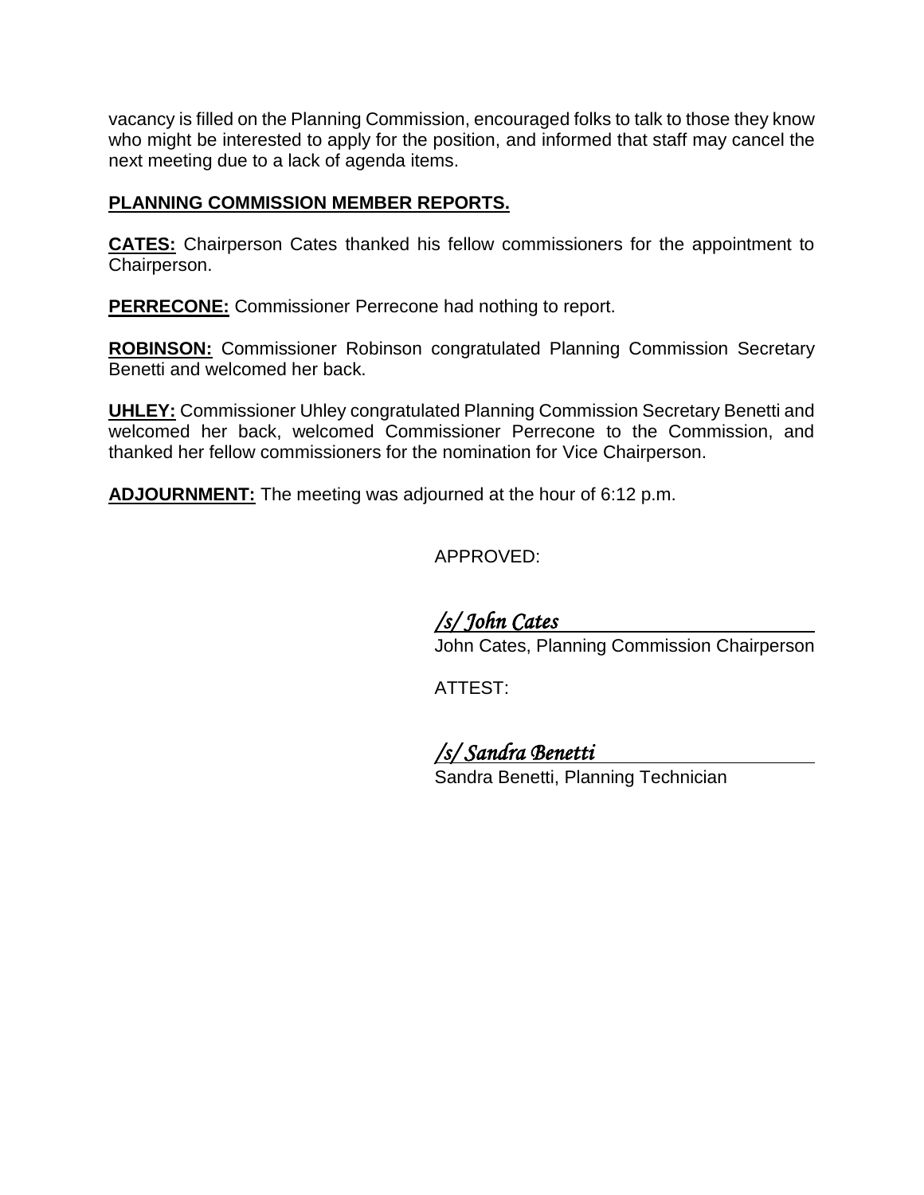vacancy is filled on the Planning Commission, encouraged folks to talk to those they know who might be interested to apply for the position, and informed that staff may cancel the next meeting due to a lack of agenda items.

**PLANNING COMMISSION MEMBER REPORTS.**

**CATES:** Chairperson Cates thanked his fellow commissioners for the appointment to Chairperson.

**PERRECONE:** Commissioner Perrecone had nothing to report.

**ROBINSON:** Commissioner Robinson congratulated Planning Commission Secretary Benetti and welcomed her back.

**UHLEY:** Commissioner Uhley congratulated Planning Commission Secretary Benetti and welcomed her back, welcomed Commissioner Perrecone to the Commission, and thanked her fellow commissioners for the nomination for Vice Chairperson.

**ADJOURNMENT:** The meeting was adjourned at the hour of 6:12 p.m.

APPROVED:

*/s/ John Cates*
John Cates, Planning Commission Chairperson

ATTEST:

*/s/ Sandra Benetti*
Sandra Benetti, Planning Technician